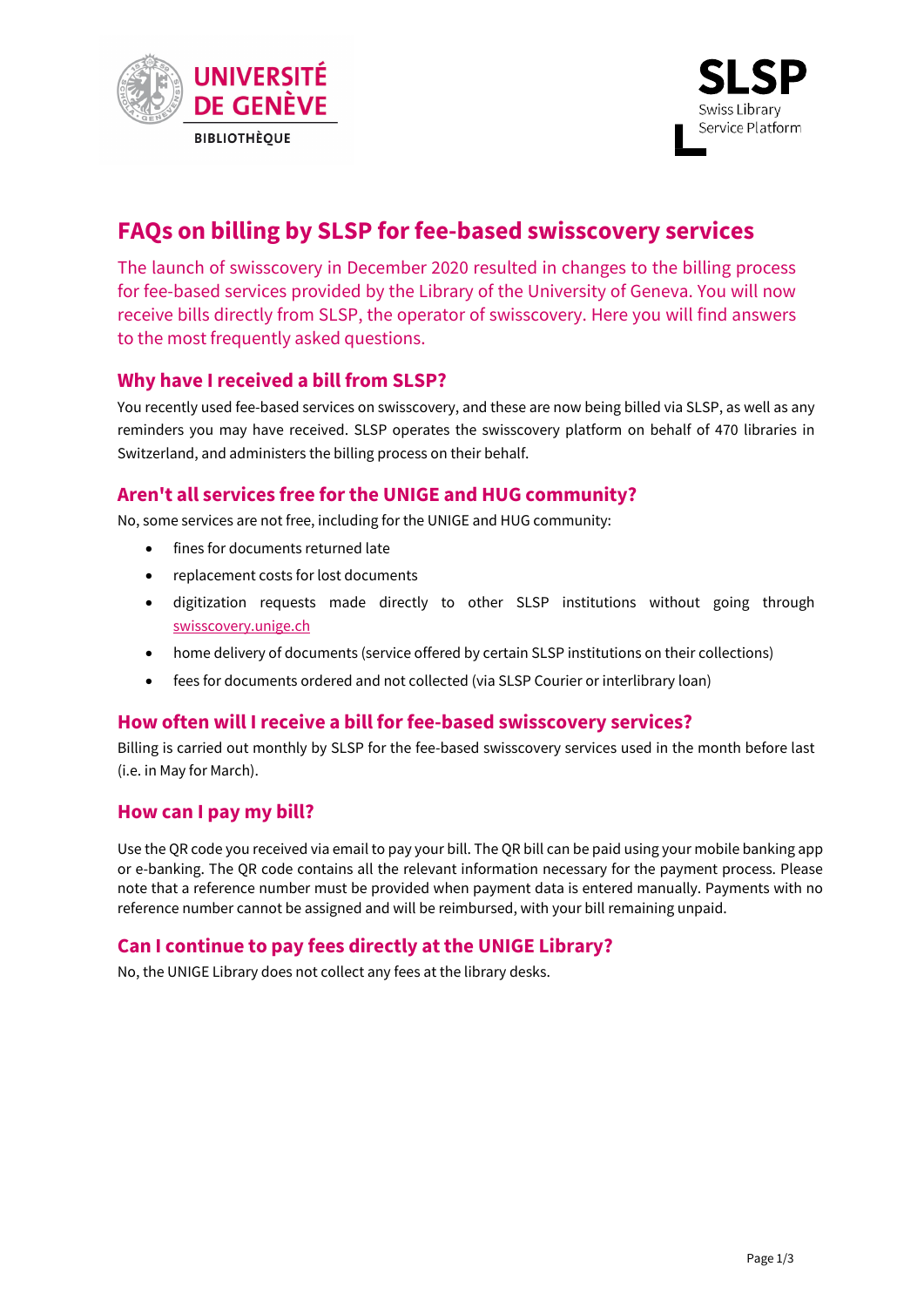# FAQs on billing by SLSP for fee-based swisscovery services

The launch of swisscovery in December 2020 resulted in changes to the billing process for fee-based services provided by the Library of the University of Geneva. You will now receive bills directly from SLSP, the operator of swisscovery. Here you will find answers to the most frequently asked questions.

## Why have I received a bill from SLSP?

You recently used fee-based services on swisscovery, and these are now being billed via SLSP, as well as any reminders you may have received. SLSP operates the swisscovery platform on behalf of 470 libraries in Switzerland, and administers the billing process on their behalf.

## Aren't all services free for the UNIGE and HUG community?

No, some services are not free, including for the UNIGE and HUG community:

- fines for documents returned late
- replacement costs for lost documents
- digitization requests made directly to other SLSP institutions without going through swisscovery.unige.ch
- home delivery of documents (service offered by certain SLSP institutions on their collections)
- fees for documents ordered and not collected (via SLSP Courier or interlibrary loan)

## How often will I receive a bill for fee-based swisscovery services?

Billing is carried out monthly by SLSP for the fee-based swisscovery services used in the month before last (i.e. in May for March).

## How can I pay my bill?

Use the QR code you received via email to pay your bill. The QR bill can be paid using your mobile banking app or e-banking. The QR code contains all the relevant information necessary for the payment process. Please note that a reference number must be provided when payment data is entered manually. Payments with no reference number cannot be assigned and will be reimbursed, with your bill remaining unpaid.

## Can I continue to pay fees directly at the UNIGE Library?

No, the UNIGE Library does not collect any fees at the library desks.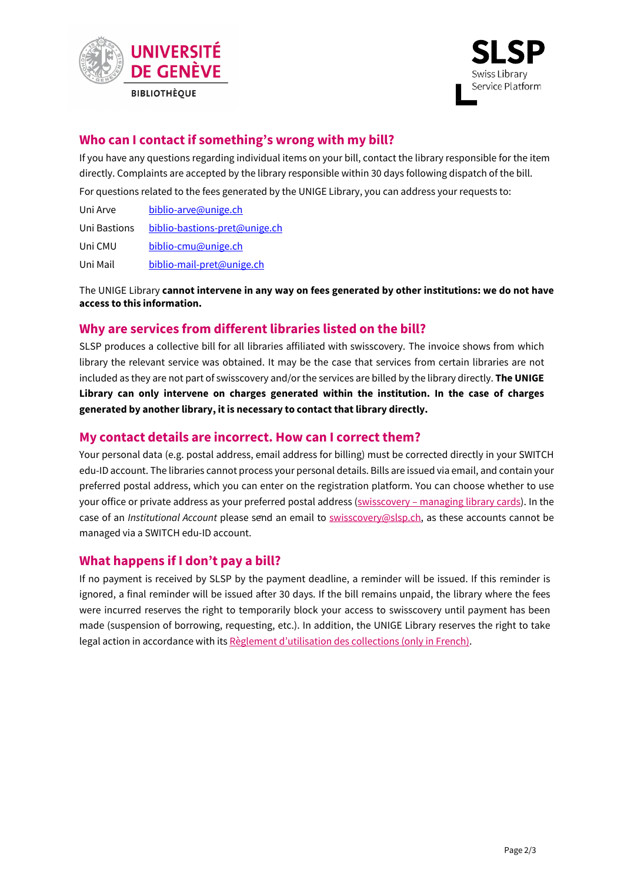## Who can I contact if something's wrong with my bill?

If you have any questions regarding individual items on your bill, contact the library responsible for the item directly. Complaints are accepted by the library responsible within 30 days following dispatch of the bill.

For questions related to the fees generated by the UNIGE Library, you can address your requests to:

| | |
|---|---|
| Uni Arve | biblio-arve@unige.ch |
| Uni Bastions | biblio-bastions-pret@unige.ch |
| Uni CMU | biblio-cmu@unige.ch |
| Uni Mail | biblio-mail-pret@unige.ch |

The UNIGE Library **cannot intervene in any way on fees generated by other institutions: we do not have access to this information.**

## Why are services from different libraries listed on the bill?

SLSP produces a collective bill for all libraries affiliated with swisscovery. The invoice shows from which library the relevant service was obtained. It may be the case that services from certain libraries are not included as they are not part of swisscovery and/or the services are billed by the library directly. **The UNIGE Library can only intervene on charges generated within the institution. In the case of charges generated by another library, it is necessary to contact that library directly.**

## My contact details are incorrect. How can I correct them?

Your personal data (e.g. postal address, email address for billing) must be corrected directly in your SWITCH edu-ID account. The libraries cannot process your personal details. Bills are issued via email, and contain your preferred postal address, which you can enter on the registration platform. You can choose whether to use your office or private address as your preferred postal address (swisscovery – managing library cards). In the case of an *Institutional Account* please send an email to swisscovery@slsp.ch, as these accounts cannot be managed via a SWITCH edu-ID account.

## What happens if I don't pay a bill?

If no payment is received by SLSP by the payment deadline, a reminder will be issued. If this reminder is ignored, a final reminder will be issued after 30 days. If the bill remains unpaid, the library where the fees were incurred reserves the right to temporarily block your access to swisscovery until payment has been made (suspension of borrowing, requesting, etc.). In addition, the UNIGE Library reserves the right to take legal action in accordance with its Règlement d'utilisation des collections (only in French).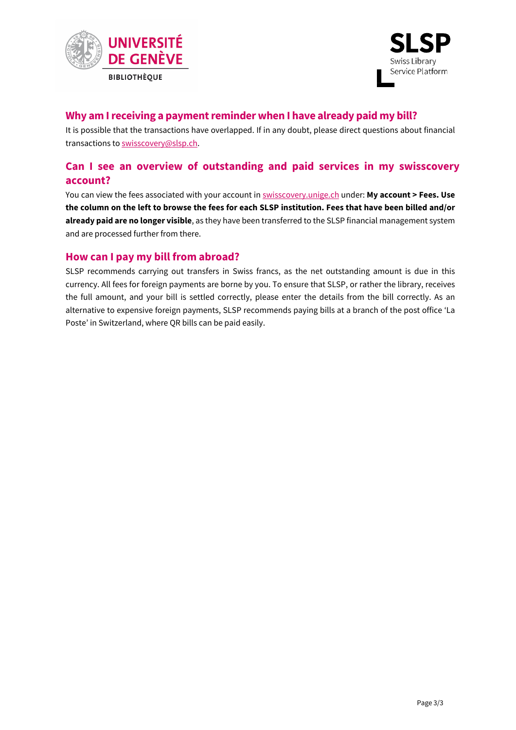## Why am I receiving a payment reminder when I have already paid my bill?

It is possible that the transactions have overlapped. If in any doubt, please direct questions about financial transactions to swisscovery@slsp.ch.

## Can I see an overview of outstanding and paid services in my swisscovery account?

You can view the fees associated with your account in swisscovery.unige.ch under: **My account > Fees. Use the column on the left to browse the fees for each SLSP institution. Fees that have been billed and/or already paid are no longer visible**, as they have been transferred to the SLSP financial management system and are processed further from there.

## How can I pay my bill from abroad?

SLSP recommends carrying out transfers in Swiss francs, as the net outstanding amount is due in this currency. All fees for foreign payments are borne by you. To ensure that SLSP, or rather the library, receives the full amount, and your bill is settled correctly, please enter the details from the bill correctly. As an alternative to expensive foreign payments, SLSP recommends paying bills at a branch of the post office 'La Poste' in Switzerland, where QR bills can be paid easily.